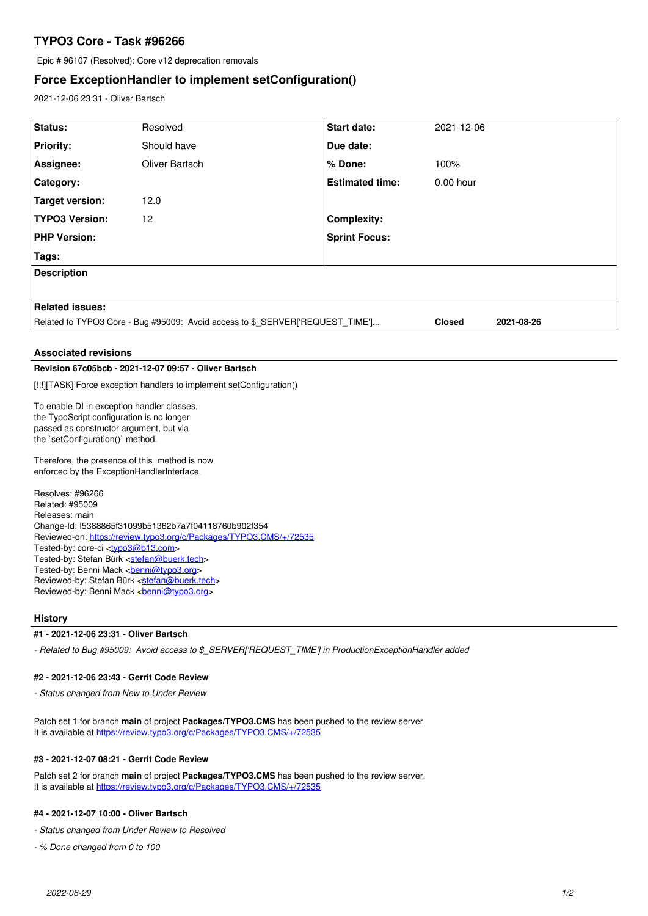# TYPO3 Core - Task #96266

Epic # 96107 (Resolved): Core v12 deprecation removals

## Force ExceptionHandler to implement setConfiguration()

2021-12-06 23:31 - Oliver Bartsch

| | | | |
|---|---|---|---|
| **Status:** | Resolved | **Start date:** | 2021-12-06 |
| **Priority:** | Should have | **Due date:** | |
| **Assignee:** | Oliver Bartsch | **% Done:** | 100% |
| **Category:** | | **Estimated time:** | 0.00 hour |
| **Target version:** | 12.0 | | |
| **TYPO3 Version:** | 12 | **Complexity:** | |
| **PHP Version:** | | **Sprint Focus:** | |
| **Tags:** | | | |

**Description**

**Related issues:**

| | | |
|---|---|---|
| Related to TYPO3 Core - Bug #95009: Avoid access to $_SERVER['REQUEST_TIME']... | **Closed** | **2021-08-26** |

### Associated revisions

**Revision 67c05bcb - 2021-12-07 09:57 - Oliver Bartsch**

[!!!][TASK] Force exception handlers to implement setConfiguration()

To enable DI in exception handler classes,
the TypoScript configuration is no longer
passed as constructor argument, but via
the `setConfiguration()` method.

Therefore, the presence of this method is now
enforced by the ExceptionHandlerInterface.

Resolves: #96266
Related: #95009
Releases: main
Change-Id: I5388865f31099b51362b7a7f04118760b902f354
Reviewed-on: https://review.typo3.org/c/Packages/TYPO3.CMS/+/72535
Tested-by: core-ci <typo3@b13.com>
Tested-by: Stefan Bürk <stefan@buerk.tech>
Tested-by: Benni Mack <benni@typo3.org>
Reviewed-by: Stefan Bürk <stefan@buerk.tech>
Reviewed-by: Benni Mack <benni@typo3.org>

### History

**#1 - 2021-12-06 23:31 - Oliver Bartsch**

*- Related to Bug #95009: Avoid access to $_SERVER['REQUEST_TIME'] in ProductionExceptionHandler added*

**#2 - 2021-12-06 23:43 - Gerrit Code Review**

*- Status changed from New to Under Review*

Patch set 1 for branch **main** of project **Packages/TYPO3.CMS** has been pushed to the review server.
It is available at https://review.typo3.org/c/Packages/TYPO3.CMS/+/72535

**#3 - 2021-12-07 08:21 - Gerrit Code Review**

Patch set 2 for branch **main** of project **Packages/TYPO3.CMS** has been pushed to the review server.
It is available at https://review.typo3.org/c/Packages/TYPO3.CMS/+/72535

**#4 - 2021-12-07 10:00 - Oliver Bartsch**

*- Status changed from Under Review to Resolved*

*- % Done changed from 0 to 100*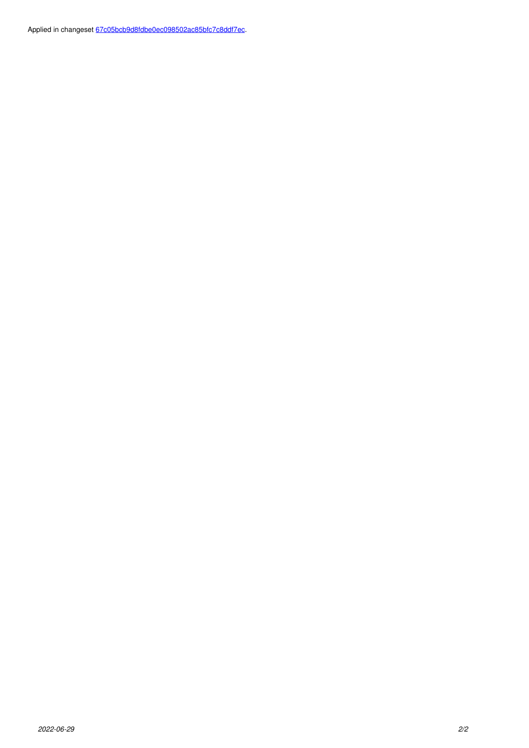Applied in changeset 67c05bcb9d8fdbe0ec098502ac85bfc7c8ddf7ec.